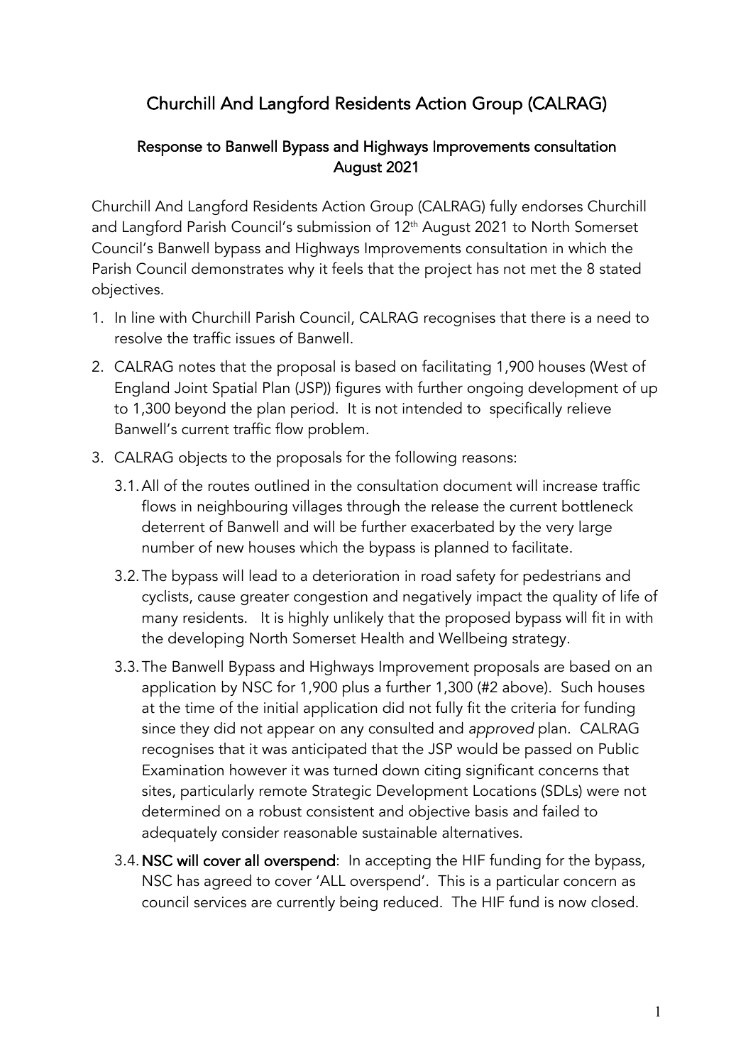# Churchill And Langford Residents Action Group (CALRAG)

## Response to Banwell Bypass and Highways Improvements consultation August 2021

Churchill And Langford Residents Action Group (CALRAG) fully endorses Churchill and Langford Parish Council's submission of 12th August 2021 to North Somerset Council's Banwell bypass and Highways Improvements consultation in which the Parish Council demonstrates why it feels that the project has not met the 8 stated objectives.

1. In line with Churchill Parish Council, CALRAG recognises that there is a need to resolve the traffic issues of Banwell.
2. CALRAG notes that the proposal is based on facilitating 1,900 houses (West of England Joint Spatial Plan (JSP)) figures with further ongoing development of up to 1,300 beyond the plan period. It is not intended to specifically relieve Banwell's current traffic flow problem.
3. CALRAG objects to the proposals for the following reasons:
   - 3.1. All of the routes outlined in the consultation document will increase traffic flows in neighbouring villages through the release the current bottleneck deterrent of Banwell and will be further exacerbated by the very large number of new houses which the bypass is planned to facilitate.
   - 3.2. The bypass will lead to a deterioration in road safety for pedestrians and cyclists, cause greater congestion and negatively impact the quality of life of many residents. It is highly unlikely that the proposed bypass will fit in with the developing North Somerset Health and Wellbeing strategy.
   - 3.3. The Banwell Bypass and Highways Improvement proposals are based on an application by NSC for 1,900 plus a further 1,300 (#2 above). Such houses at the time of the initial application did not fully fit the criteria for funding since they did not appear on any consulted and *approved* plan. CALRAG recognises that it was anticipated that the JSP would be passed on Public Examination however it was turned down citing significant concerns that sites, particularly remote Strategic Development Locations (SDLs) were not determined on a robust consistent and objective basis and failed to adequately consider reasonable sustainable alternatives.
   - 3.4. **NSC will cover all overspend**: In accepting the HIF funding for the bypass, NSC has agreed to cover 'ALL overspend'. This is a particular concern as council services are currently being reduced. The HIF fund is now closed.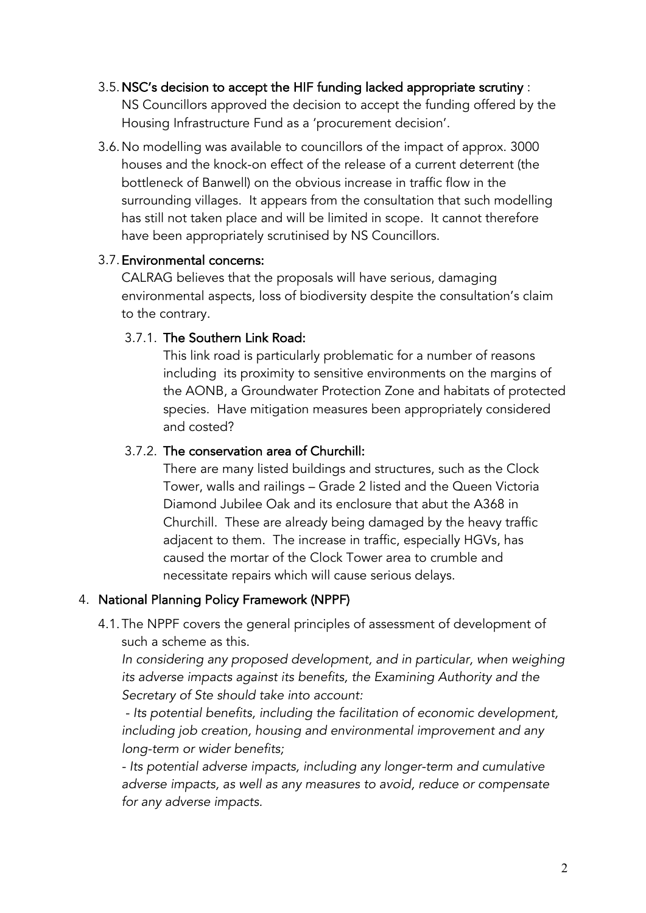3.5. **NSC's decision to accept the HIF funding lacked appropriate scrutiny** : NS Councillors approved the decision to accept the funding offered by the Housing Infrastructure Fund as a 'procurement decision'.

3.6. No modelling was available to councillors of the impact of approx. 3000 houses and the knock-on effect of the release of a current deterrent (the bottleneck of Banwell) on the obvious increase in traffic flow in the surrounding villages. It appears from the consultation that such modelling has still not taken place and will be limited in scope. It cannot therefore have been appropriately scrutinised by NS Councillors.

3.7. **Environmental concerns:**
CALRAG believes that the proposals will have serious, damaging environmental aspects, loss of biodiversity despite the consultation's claim to the contrary.

3.7.1. **The Southern Link Road:**
This link road is particularly problematic for a number of reasons including its proximity to sensitive environments on the margins of the AONB, a Groundwater Protection Zone and habitats of protected species. Have mitigation measures been appropriately considered and costed?

3.7.2. **The conservation area of Churchill:**
There are many listed buildings and structures, such as the Clock Tower, walls and railings – Grade 2 listed and the Queen Victoria Diamond Jubilee Oak and its enclosure that abut the A368 in Churchill. These are already being damaged by the heavy traffic adjacent to them. The increase in traffic, especially HGVs, has caused the mortar of the Clock Tower area to crumble and necessitate repairs which will cause serious delays.

## 4. National Planning Policy Framework (NPPF)

4.1. The NPPF covers the general principles of assessment of development of such a scheme as this.
*In considering any proposed development, and in particular, when weighing its adverse impacts against its benefits, the Examining Authority and the Secretary of Ste should take into account:*
*- Its potential benefits, including the facilitation of economic development, including job creation, housing and environmental improvement and any long-term or wider benefits;*
*- Its potential adverse impacts, including any longer-term and cumulative adverse impacts, as well as any measures to avoid, reduce or compensate for any adverse impacts.*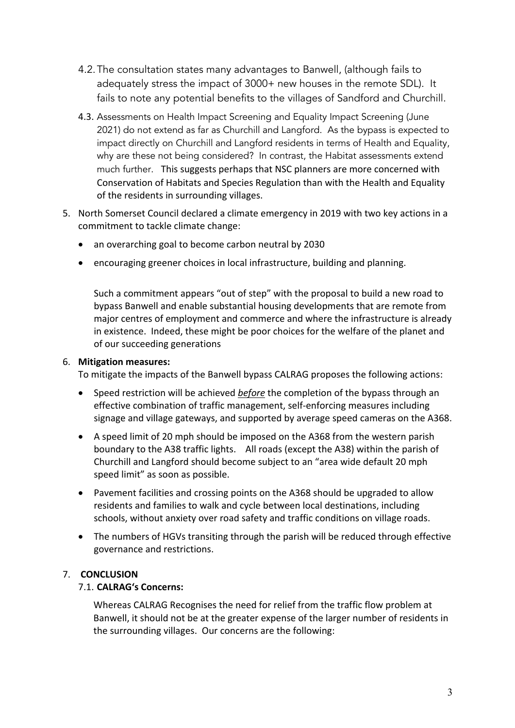4.2. The consultation states many advantages to Banwell, (although fails to adequately stress the impact of 3000+ new houses in the remote SDL). It fails to note any potential benefits to the villages of Sandford and Churchill.

4.3. Assessments on Health Impact Screening and Equality Impact Screening (June 2021) do not extend as far as Churchill and Langford. As the bypass is expected to impact directly on Churchill and Langford residents in terms of Health and Equality, why are these not being considered? In contrast, the Habitat assessments extend much further. This suggests perhaps that NSC planners are more concerned with Conservation of Habitats and Species Regulation than with the Health and Equality of the residents in surrounding villages.

5. North Somerset Council declared a climate emergency in 2019 with two key actions in a commitment to tackle climate change:

   - an overarching goal to become carbon neutral by 2030
   - encouraging greener choices in local infrastructure, building and planning.

   Such a commitment appears "out of step" with the proposal to build a new road to bypass Banwell and enable substantial housing developments that are remote from major centres of employment and commerce and where the infrastructure is already in existence. Indeed, these might be poor choices for the welfare of the planet and of our succeeding generations

6. **Mitigation measures:**
   To mitigate the impacts of the Banwell bypass CALRAG proposes the following actions:

   - Speed restriction will be achieved ***before*** the completion of the bypass through an effective combination of traffic management, self-enforcing measures including signage and village gateways, and supported by average speed cameras on the A368.
   - A speed limit of 20 mph should be imposed on the A368 from the western parish boundary to the A38 traffic lights. All roads (except the A38) within the parish of Churchill and Langford should become subject to an "area wide default 20 mph speed limit" as soon as possible.
   - Pavement facilities and crossing points on the A368 should be upgraded to allow residents and families to walk and cycle between local destinations, including schools, without anxiety over road safety and traffic conditions on village roads.
   - The numbers of HGVs transiting through the parish will be reduced through effective governance and restrictions.

7. **CONCLUSION**

   7.1. **CALRAG's Concerns:**

   Whereas CALRAG Recognises the need for relief from the traffic flow problem at Banwell, it should not be at the greater expense of the larger number of residents in the surrounding villages. Our concerns are the following: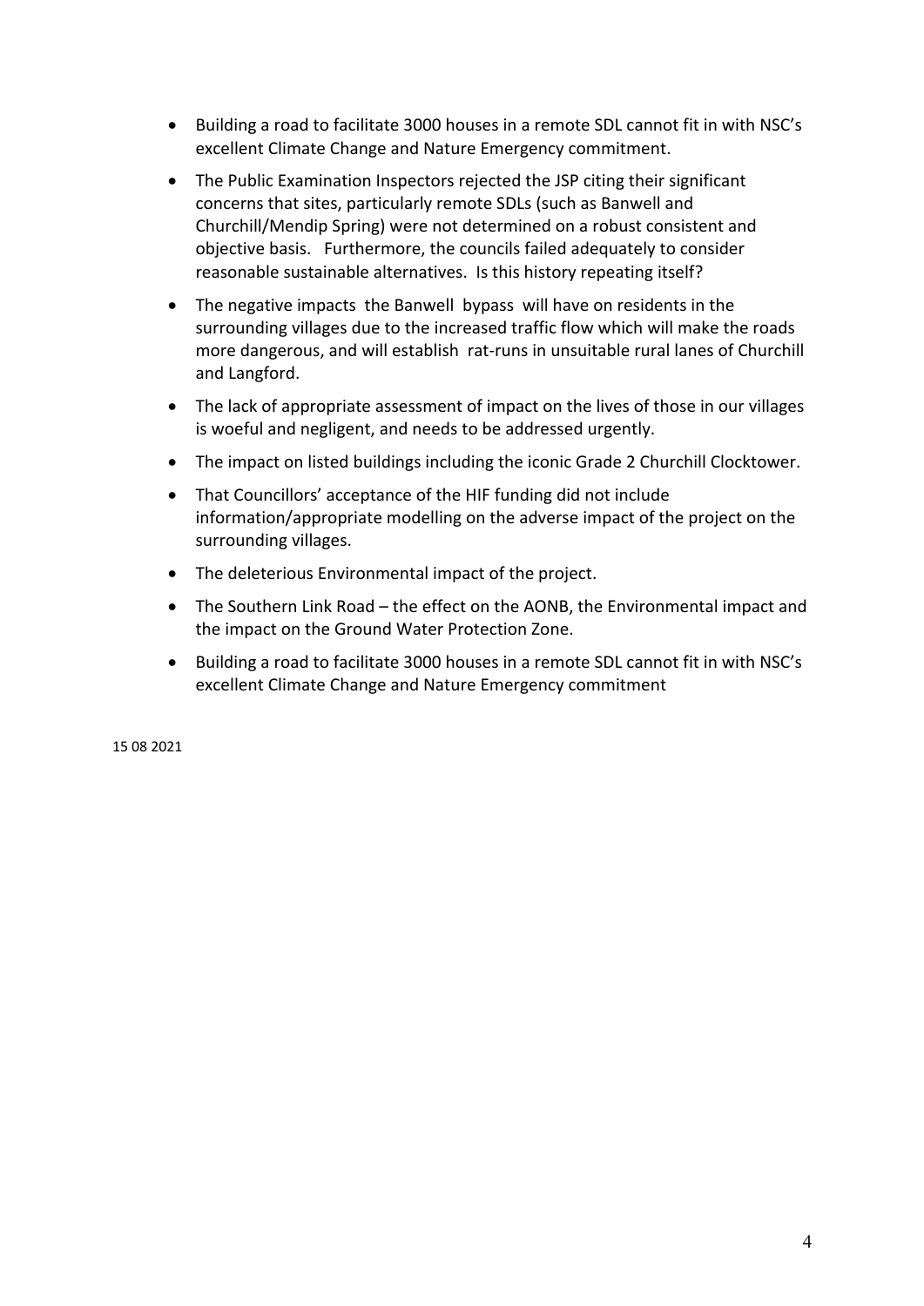- Building a road to facilitate 3000 houses in a remote SDL cannot fit in with NSC's excellent Climate Change and Nature Emergency commitment.
- The Public Examination Inspectors rejected the JSP citing their significant concerns that sites, particularly remote SDLs (such as Banwell and Churchill/Mendip Spring) were not determined on a robust consistent and objective basis. Furthermore, the councils failed adequately to consider reasonable sustainable alternatives. Is this history repeating itself?
- The negative impacts the Banwell bypass will have on residents in the surrounding villages due to the increased traffic flow which will make the roads more dangerous, and will establish rat-runs in unsuitable rural lanes of Churchill and Langford.
- The lack of appropriate assessment of impact on the lives of those in our villages is woeful and negligent, and needs to be addressed urgently.
- The impact on listed buildings including the iconic Grade 2 Churchill Clocktower.
- That Councillors' acceptance of the HIF funding did not include information/appropriate modelling on the adverse impact of the project on the surrounding villages.
- The deleterious Environmental impact of the project.
- The Southern Link Road – the effect on the AONB, the Environmental impact and the impact on the Ground Water Protection Zone.
- Building a road to facilitate 3000 houses in a remote SDL cannot fit in with NSC's excellent Climate Change and Nature Emergency commitment

15 08 2021